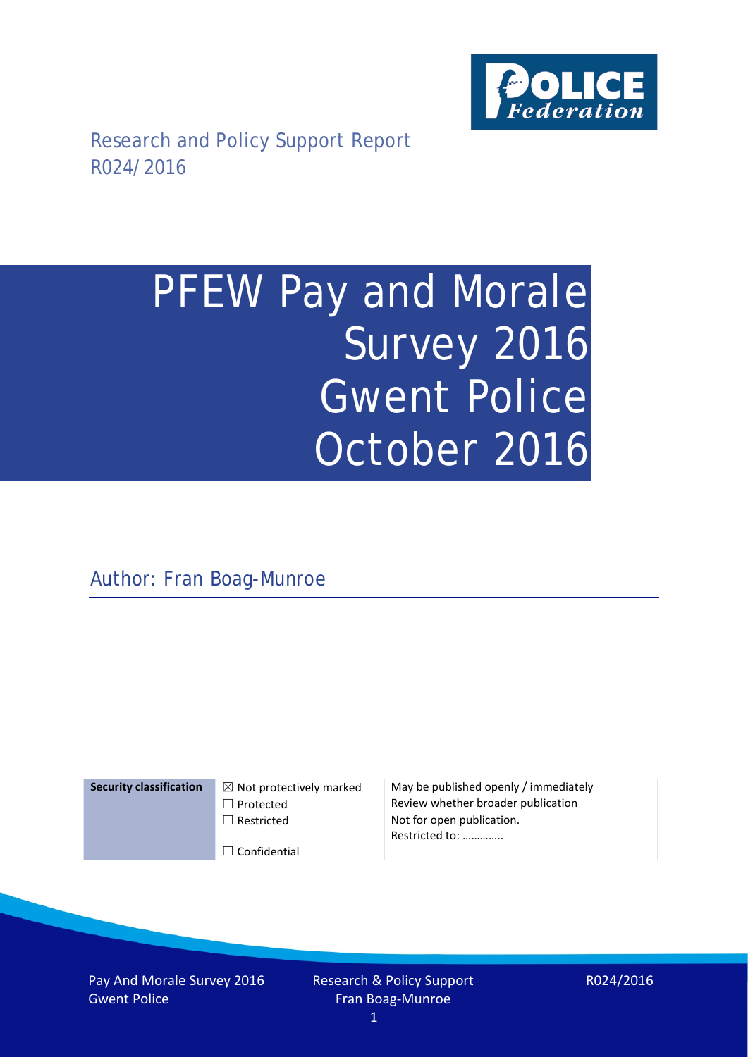Research and Policy Support Report
R024/2016

# PFEW Pay and Morale Survey 2016 Gwent Police October 2016

Author: Fran Boag-Munroe

| Security classification | ☒ Not protectively marked | May be published openly / immediately |
|---|---|---|
| | ☐ Protected | Review whether broader publication |
| | ☐ Restricted | Not for open publication. Restricted to: ………….. |
| | ☐ Confidential | |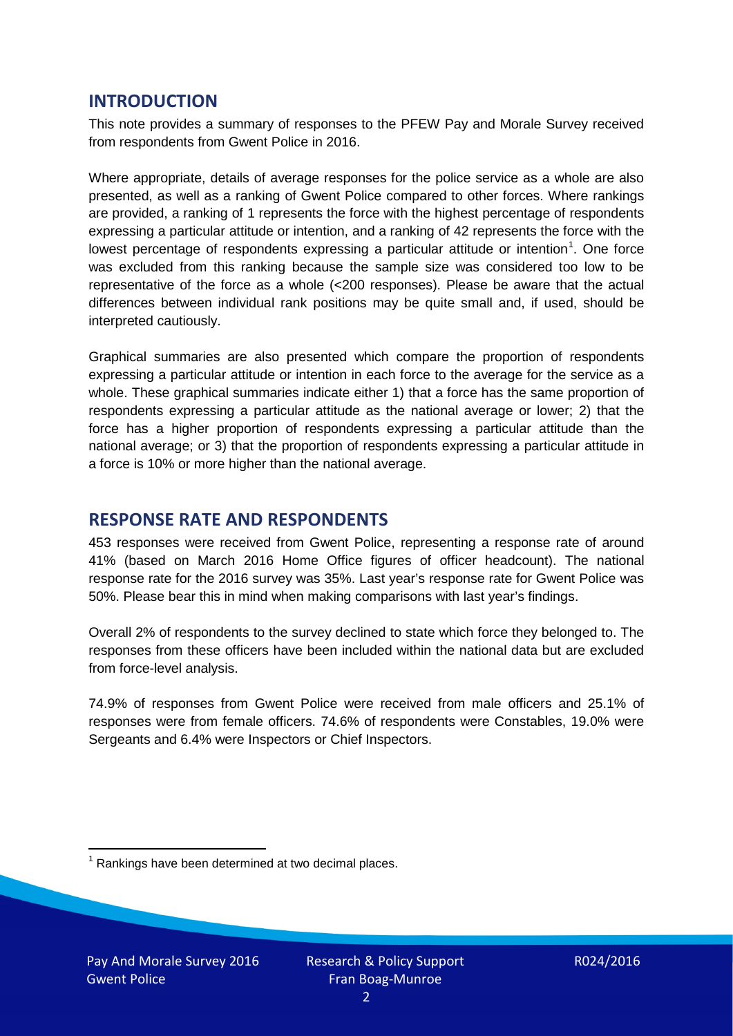## INTRODUCTION

This note provides a summary of responses to the PFEW Pay and Morale Survey received from respondents from Gwent Police in 2016.

Where appropriate, details of average responses for the police service as a whole are also presented, as well as a ranking of Gwent Police compared to other forces. Where rankings are provided, a ranking of 1 represents the force with the highest percentage of respondents expressing a particular attitude or intention, and a ranking of 42 represents the force with the lowest percentage of respondents expressing a particular attitude or intention[1]. One force was excluded from this ranking because the sample size was considered too low to be representative of the force as a whole (<200 responses). Please be aware that the actual differences between individual rank positions may be quite small and, if used, should be interpreted cautiously.

Graphical summaries are also presented which compare the proportion of respondents expressing a particular attitude or intention in each force to the average for the service as a whole. These graphical summaries indicate either 1) that a force has the same proportion of respondents expressing a particular attitude as the national average or lower; 2) that the force has a higher proportion of respondents expressing a particular attitude than the national average; or 3) that the proportion of respondents expressing a particular attitude in a force is 10% or more higher than the national average.

## RESPONSE RATE AND RESPONDENTS

453 responses were received from Gwent Police, representing a response rate of around 41% (based on March 2016 Home Office figures of officer headcount). The national response rate for the 2016 survey was 35%. Last year's response rate for Gwent Police was 50%. Please bear this in mind when making comparisons with last year's findings.

Overall 2% of respondents to the survey declined to state which force they belonged to. The responses from these officers have been included within the national data but are excluded from force-level analysis.

74.9% of responses from Gwent Police were received from male officers and 25.1% of responses were from female officers. 74.6% of respondents were Constables, 19.0% were Sergeants and 6.4% were Inspectors or Chief Inspectors.

[1] Rankings have been determined at two decimal places.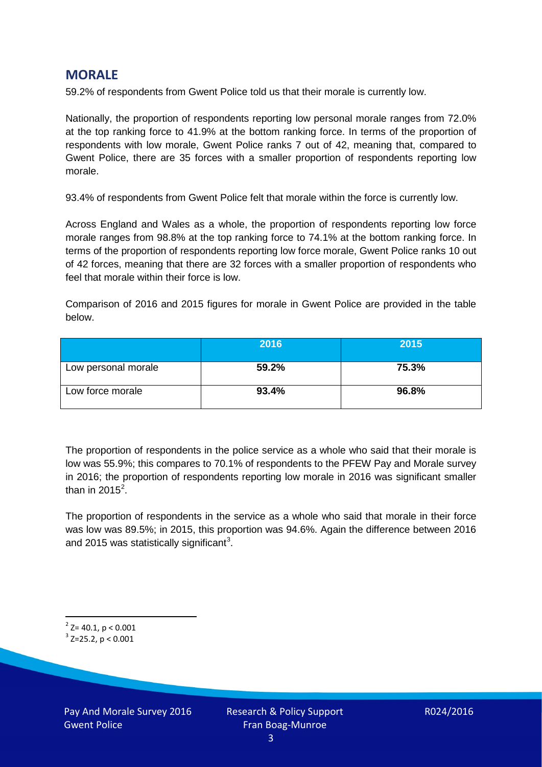## MORALE

59.2% of respondents from Gwent Police told us that their morale is currently low.

Nationally, the proportion of respondents reporting low personal morale ranges from 72.0% at the top ranking force to 41.9% at the bottom ranking force. In terms of the proportion of respondents with low morale, Gwent Police ranks 7 out of 42, meaning that, compared to Gwent Police, there are 35 forces with a smaller proportion of respondents reporting low morale.

93.4% of respondents from Gwent Police felt that morale within the force is currently low.

Across England and Wales as a whole, the proportion of respondents reporting low force morale ranges from 98.8% at the top ranking force to 74.1% at the bottom ranking force. In terms of the proportion of respondents reporting low force morale, Gwent Police ranks 10 out of 42 forces, meaning that there are 32 forces with a smaller proportion of respondents who feel that morale within their force is low.

Comparison of 2016 and 2015 figures for morale in Gwent Police are provided in the table below.

| | 2016 | 2015 |
|---|---|---|
| Low personal morale | **59.2%** | **75.3%** |
| Low force morale | **93.4%** | **96.8%** |

The proportion of respondents in the police service as a whole who said that their morale is low was 55.9%; this compares to 70.1% of respondents to the PFEW Pay and Morale survey in 2016; the proportion of respondents reporting low morale in 2016 was significant smaller than in 2015[2].

The proportion of respondents in the service as a whole who said that morale in their force was low was 89.5%; in 2015, this proportion was 94.6%. Again the difference between 2016 and 2015 was statistically significant[3].

[2] $Z= 40.1$, $p < 0.001$

[3] $Z=25.2$, $p < 0.001$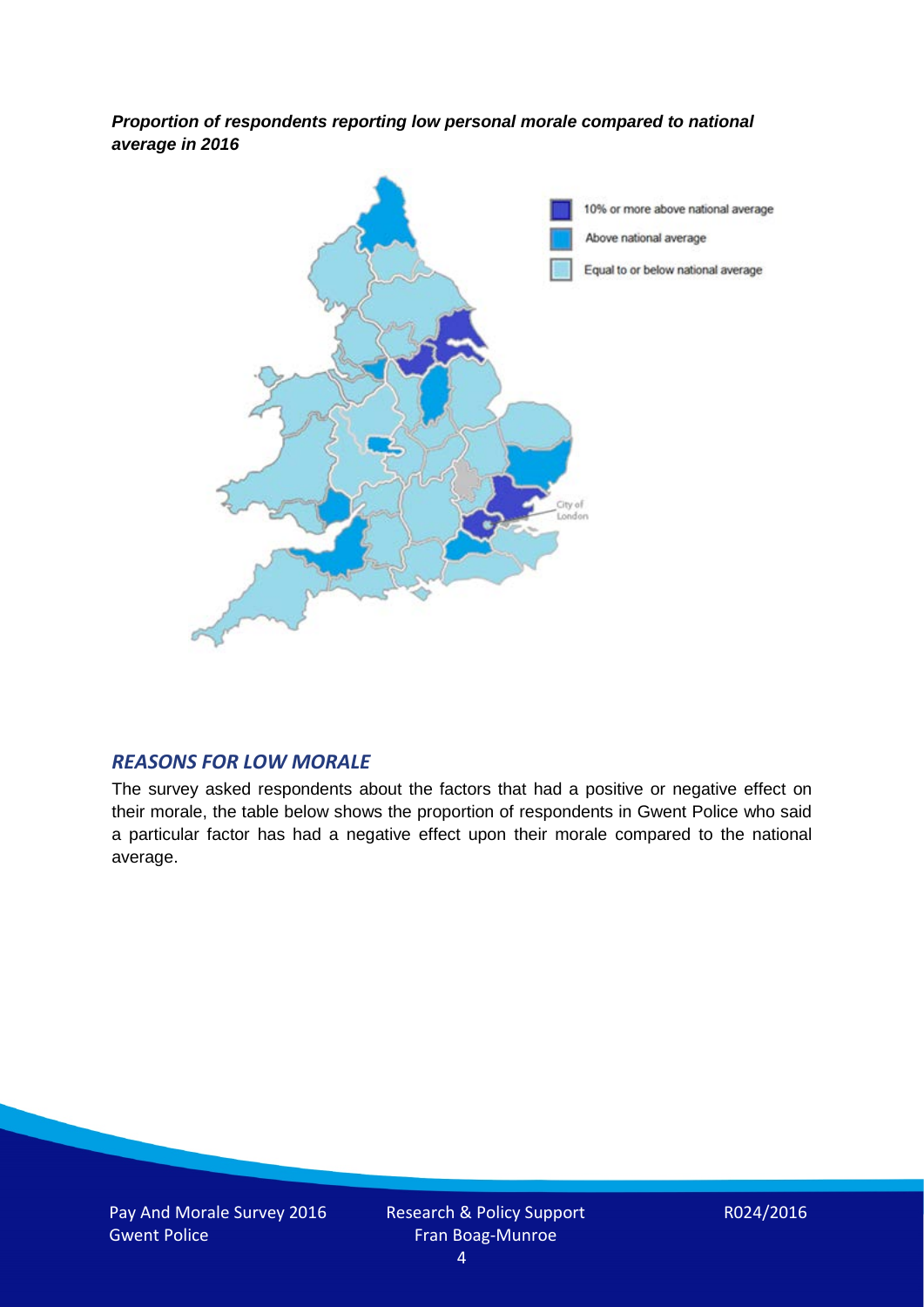***Proportion of respondents reporting low personal morale compared to national average in 2016***

10% or more above national average

Above national average

Equal to or below national average

City of London

## *REASONS FOR LOW MORALE*

The survey asked respondents about the factors that had a positive or negative effect on their morale, the table below shows the proportion of respondents in Gwent Police who said a particular factor has had a negative effect upon their morale compared to the national average.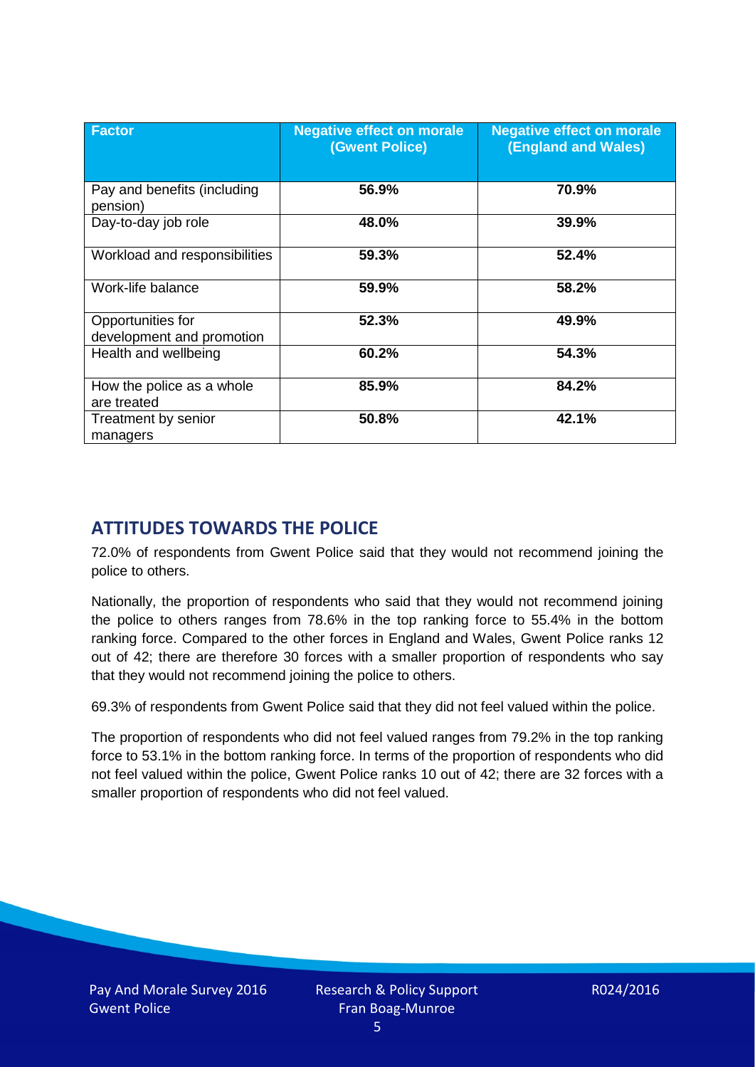| Factor | Negative effect on morale (Gwent Police) | Negative effect on morale (England and Wales) |
|---|---|---|
| Pay and benefits (including pension) | **56.9%** | **70.9%** |
| Day-to-day job role | **48.0%** | **39.9%** |
| Workload and responsibilities | **59.3%** | **52.4%** |
| Work-life balance | **59.9%** | **58.2%** |
| Opportunities for development and promotion | **52.3%** | **49.9%** |
| Health and wellbeing | **60.2%** | **54.3%** |
| How the police as a whole are treated | **85.9%** | **84.2%** |
| Treatment by senior managers | **50.8%** | **42.1%** |

## ATTITUDES TOWARDS THE POLICE

72.0% of respondents from Gwent Police said that they would not recommend joining the police to others.

Nationally, the proportion of respondents who said that they would not recommend joining the police to others ranges from 78.6% in the top ranking force to 55.4% in the bottom ranking force. Compared to the other forces in England and Wales, Gwent Police ranks 12 out of 42; there are therefore 30 forces with a smaller proportion of respondents who say that they would not recommend joining the police to others.

69.3% of respondents from Gwent Police said that they did not feel valued within the police.

The proportion of respondents who did not feel valued ranges from 79.2% in the top ranking force to 53.1% in the bottom ranking force. In terms of the proportion of respondents who did not feel valued within the police, Gwent Police ranks 10 out of 42; there are 32 forces with a smaller proportion of respondents who did not feel valued.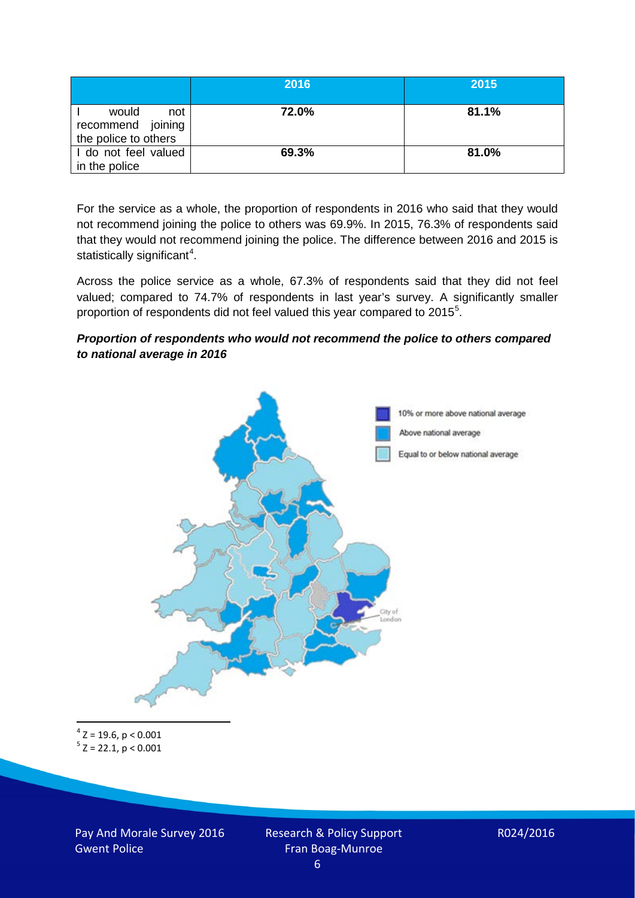| | 2016 | 2015 |
|---|---|---|
| I would not recommend joining the police to others | **72.0%** | **81.1%** |
| I do not feel valued in the police | **69.3%** | **81.0%** |

For the service as a whole, the proportion of respondents in 2016 who said that they would not recommend joining the police to others was 69.9%. In 2015, 76.3% of respondents said that they would not recommend joining the police. The difference between 2016 and 2015 is statistically significant[4].

Across the police service as a whole, 67.3% of respondents said that they did not feel valued; compared to 74.7% of respondents in last year's survey. A significantly smaller proportion of respondents did not feel valued this year compared to 2015[5].

***Proportion of respondents who would not recommend the police to others compared to national average in 2016***

10% or more above national average

Above national average

Equal to or below national average

City of London

[4] $Z = 19.6$, $p < 0.001$

[5] $Z = 22.1$, $p < 0.001$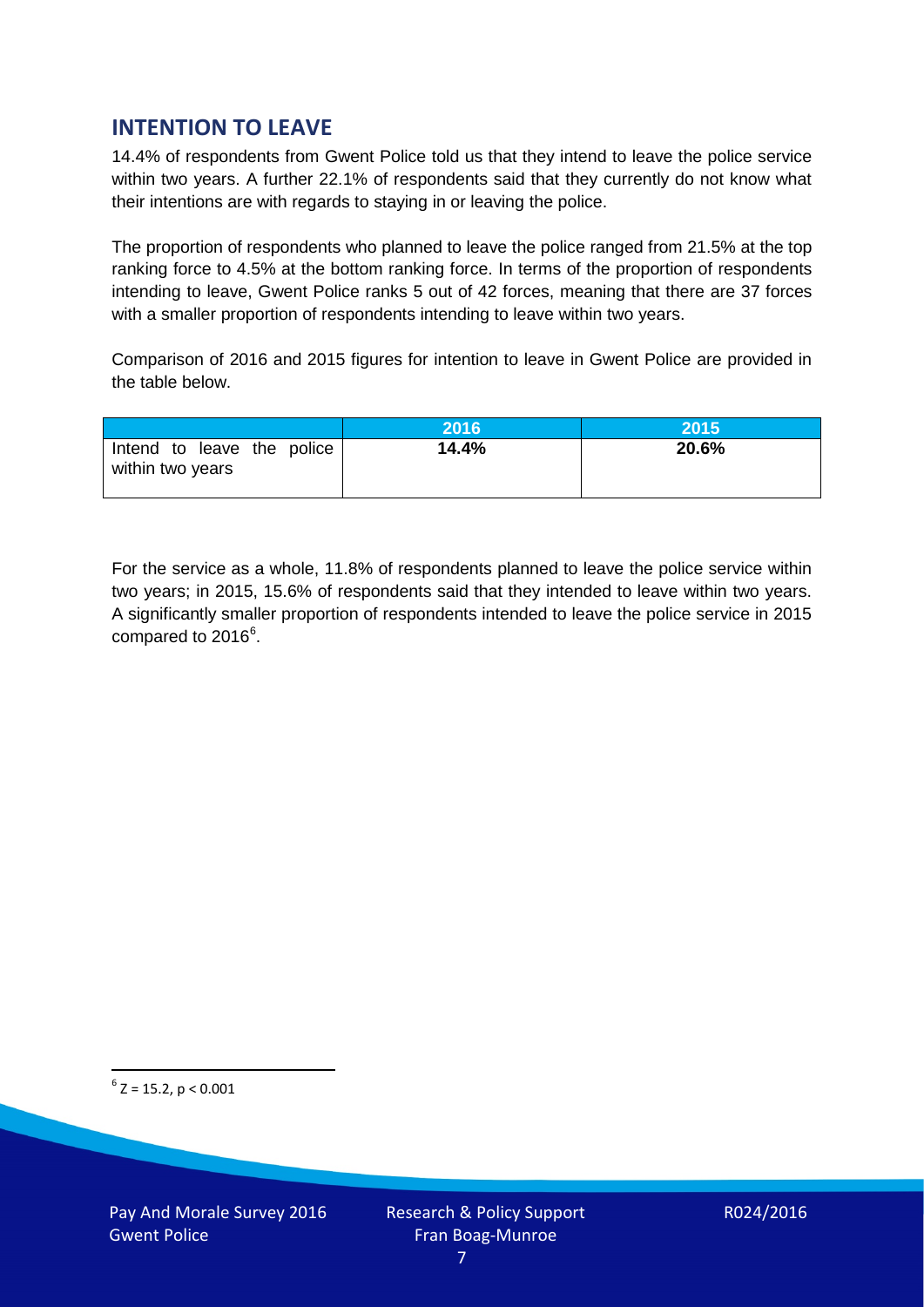## INTENTION TO LEAVE

14.4% of respondents from Gwent Police told us that they intend to leave the police service within two years. A further 22.1% of respondents said that they currently do not know what their intentions are with regards to staying in or leaving the police.

The proportion of respondents who planned to leave the police ranged from 21.5% at the top ranking force to 4.5% at the bottom ranking force. In terms of the proportion of respondents intending to leave, Gwent Police ranks 5 out of 42 forces, meaning that there are 37 forces with a smaller proportion of respondents intending to leave within two years.

Comparison of 2016 and 2015 figures for intention to leave in Gwent Police are provided in the table below.

| | 2016 | 2015 |
|---|---|---|
| Intend to leave the police within two years | **14.4%** | **20.6%** |

For the service as a whole, 11.8% of respondents planned to leave the police service within two years; in 2015, 15.6% of respondents said that they intended to leave within two years. A significantly smaller proportion of respondents intended to leave the police service in 2015 compared to 2016[6].

[6] $Z = 15.2$, $p < 0.001$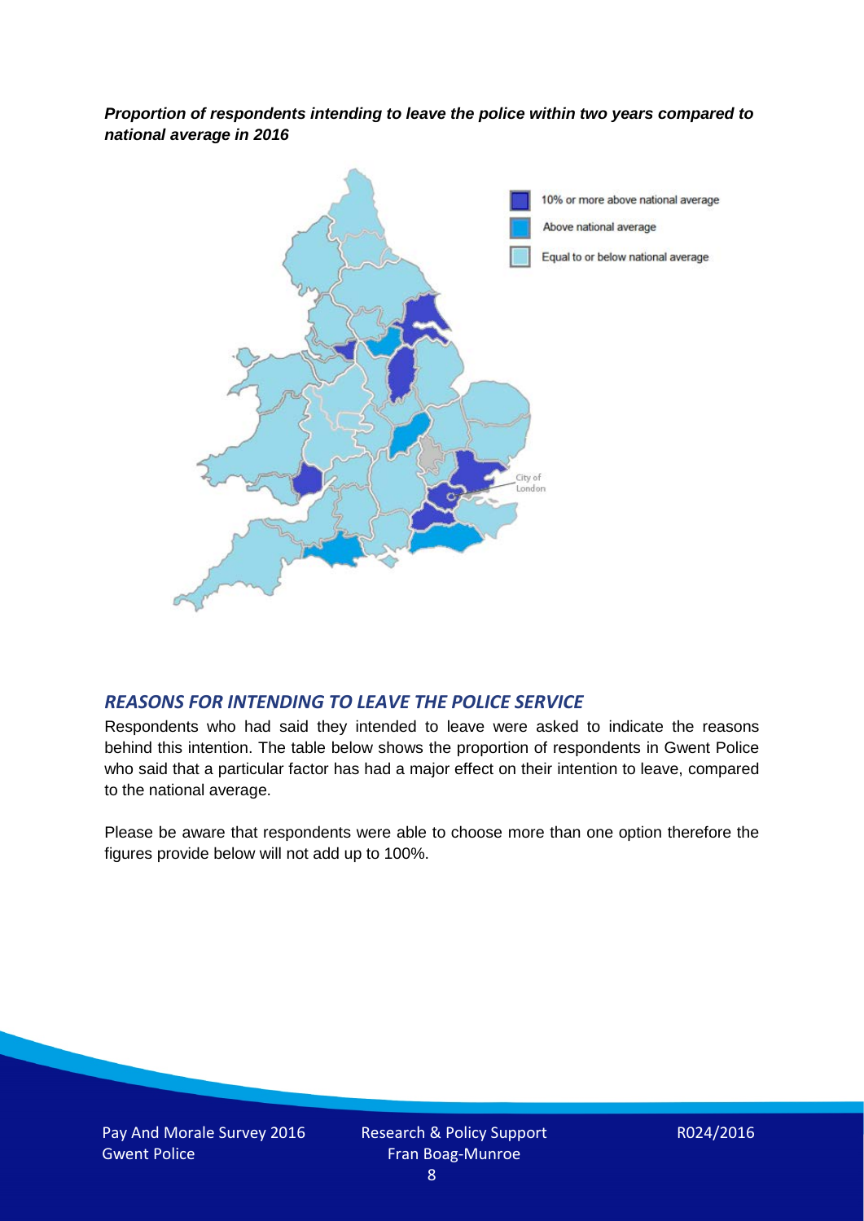***Proportion of respondents intending to leave the police within two years compared to national average in 2016***

10% or more above national average

Above national average

Equal to or below national average

City of London

## *REASONS FOR INTENDING TO LEAVE THE POLICE SERVICE*

Respondents who had said they intended to leave were asked to indicate the reasons behind this intention. The table below shows the proportion of respondents in Gwent Police who said that a particular factor has had a major effect on their intention to leave, compared to the national average.

Please be aware that respondents were able to choose more than one option therefore the figures provide below will not add up to 100%.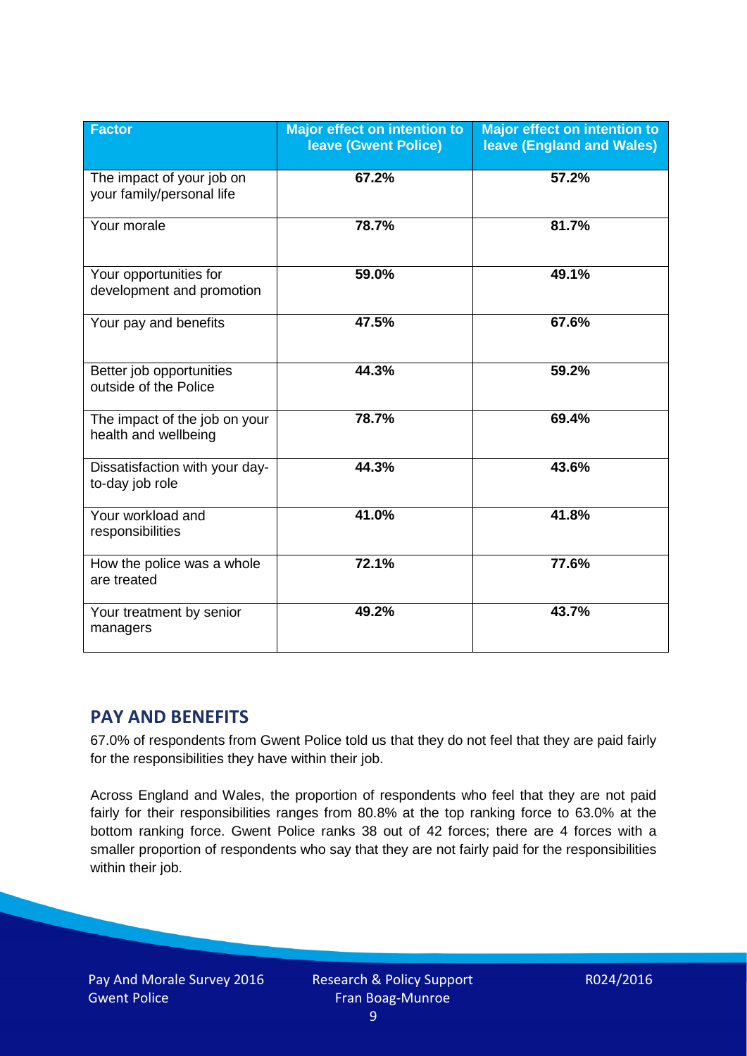| Factor | Major effect on intention to leave (Gwent Police) | Major effect on intention to leave (England and Wales) |
|---|---|---|
| The impact of your job on your family/personal life | **67.2%** | **57.2%** |
| Your morale | **78.7%** | **81.7%** |
| Your opportunities for development and promotion | **59.0%** | **49.1%** |
| Your pay and benefits | **47.5%** | **67.6%** |
| Better job opportunities outside of the Police | **44.3%** | **59.2%** |
| The impact of the job on your health and wellbeing | **78.7%** | **69.4%** |
| Dissatisfaction with your day-to-day job role | **44.3%** | **43.6%** |
| Your workload and responsibilities | **41.0%** | **41.8%** |
| How the police was a whole are treated | **72.1%** | **77.6%** |
| Your treatment by senior managers | **49.2%** | **43.7%** |

## PAY AND BENEFITS

67.0% of respondents from Gwent Police told us that they do not feel that they are paid fairly for the responsibilities they have within their job.

Across England and Wales, the proportion of respondents who feel that they are not paid fairly for their responsibilities ranges from 80.8% at the top ranking force to 63.0% at the bottom ranking force. Gwent Police ranks 38 out of 42 forces; there are 4 forces with a smaller proportion of respondents who say that they are not fairly paid for the responsibilities within their job.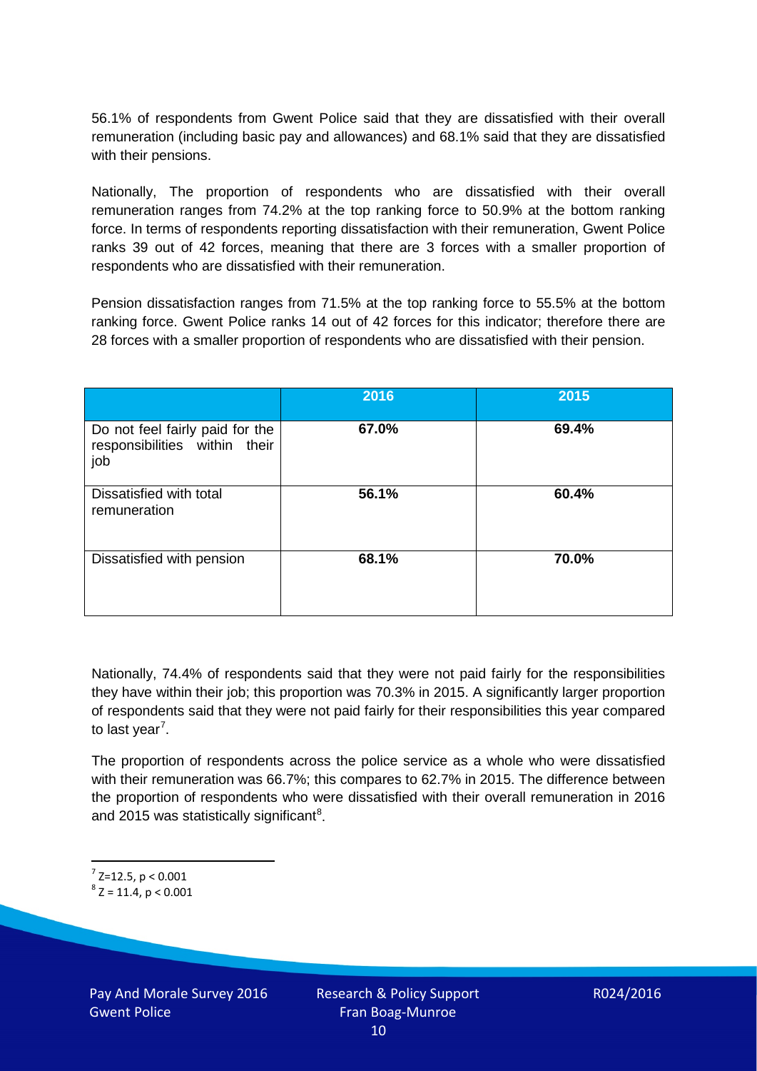56.1% of respondents from Gwent Police said that they are dissatisfied with their overall remuneration (including basic pay and allowances) and 68.1% said that they are dissatisfied with their pensions.

Nationally, The proportion of respondents who are dissatisfied with their overall remuneration ranges from 74.2% at the top ranking force to 50.9% at the bottom ranking force. In terms of respondents reporting dissatisfaction with their remuneration, Gwent Police ranks 39 out of 42 forces, meaning that there are 3 forces with a smaller proportion of respondents who are dissatisfied with their remuneration.

Pension dissatisfaction ranges from 71.5% at the top ranking force to 55.5% at the bottom ranking force. Gwent Police ranks 14 out of 42 forces for this indicator; therefore there are 28 forces with a smaller proportion of respondents who are dissatisfied with their pension.

| | 2016 | 2015 |
|---|---|---|
| Do not feel fairly paid for the responsibilities within their job | **67.0%** | **69.4%** |
| Dissatisfied with total remuneration | **56.1%** | **60.4%** |
| Dissatisfied with pension | **68.1%** | **70.0%** |

Nationally, 74.4% of respondents said that they were not paid fairly for the responsibilities they have within their job; this proportion was 70.3% in 2015. A significantly larger proportion of respondents said that they were not paid fairly for their responsibilities this year compared to last year[7].

The proportion of respondents across the police service as a whole who were dissatisfied with their remuneration was 66.7%; this compares to 62.7% in 2015. The difference between the proportion of respondents who were dissatisfied with their overall remuneration in 2016 and 2015 was statistically significant[8].

[7] $Z=12.5$, $p < 0.001$

[8] $Z = 11.4$, $p < 0.001$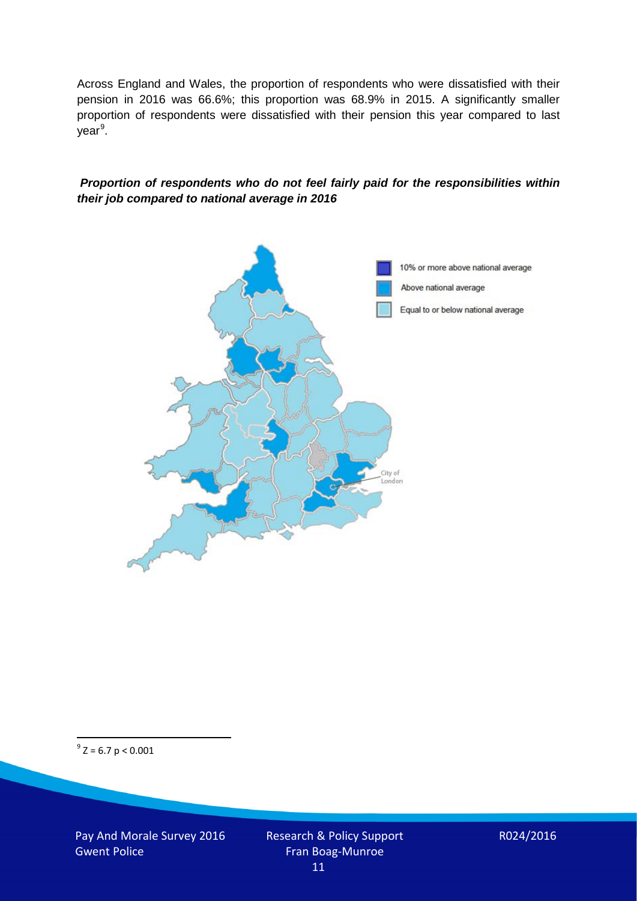Across England and Wales, the proportion of respondents who were dissatisfied with their pension in 2016 was 66.6%; this proportion was 68.9% in 2015. A significantly smaller proportion of respondents were dissatisfied with their pension this year compared to last year[9].

***Proportion of respondents who do not feel fairly paid for the responsibilities within their job compared to national average in 2016***

10% or more above national average

Above national average

Equal to or below national average

City of London

[9] $Z = 6.7$ $p < 0.001$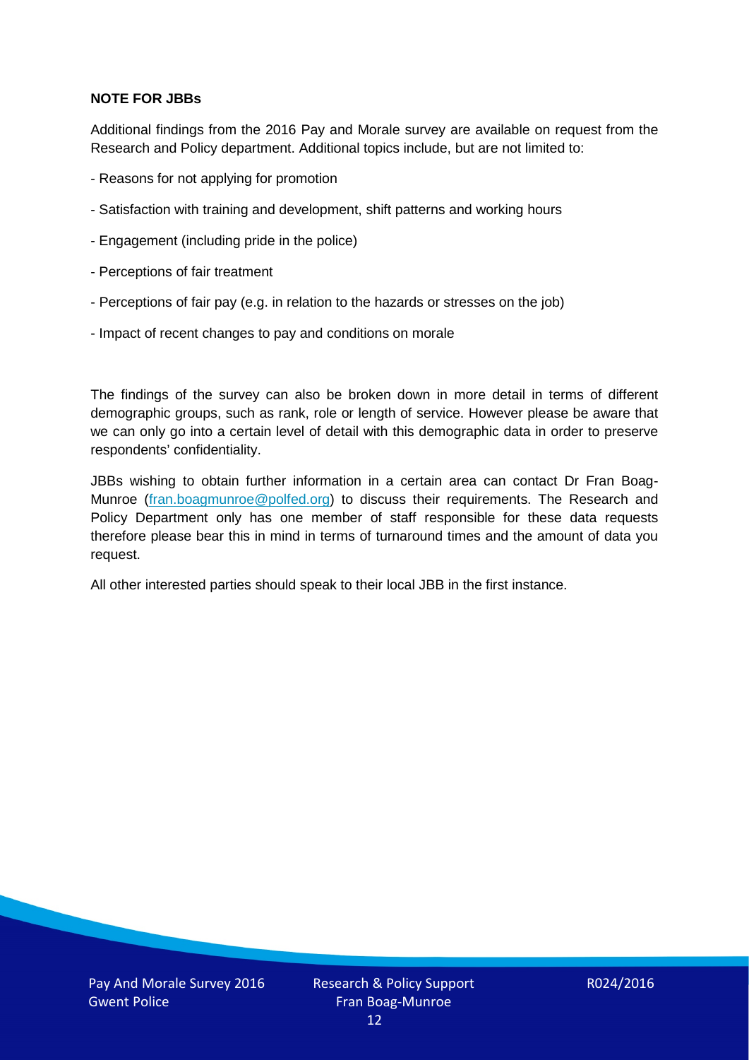**NOTE FOR JBBs**

Additional findings from the 2016 Pay and Morale survey are available on request from the Research and Policy department. Additional topics include, but are not limited to:

- Reasons for not applying for promotion
- Satisfaction with training and development, shift patterns and working hours
- Engagement (including pride in the police)
- Perceptions of fair treatment
- Perceptions of fair pay (e.g. in relation to the hazards or stresses on the job)
- Impact of recent changes to pay and conditions on morale

The findings of the survey can also be broken down in more detail in terms of different demographic groups, such as rank, role or length of service. However please be aware that we can only go into a certain level of detail with this demographic data in order to preserve respondents' confidentiality.

JBBs wishing to obtain further information in a certain area can contact Dr Fran Boag-Munroe (fran.boagmunroe@polfed.org) to discuss their requirements. The Research and Policy Department only has one member of staff responsible for these data requests therefore please bear this in mind in terms of turnaround times and the amount of data you request.

All other interested parties should speak to their local JBB in the first instance.